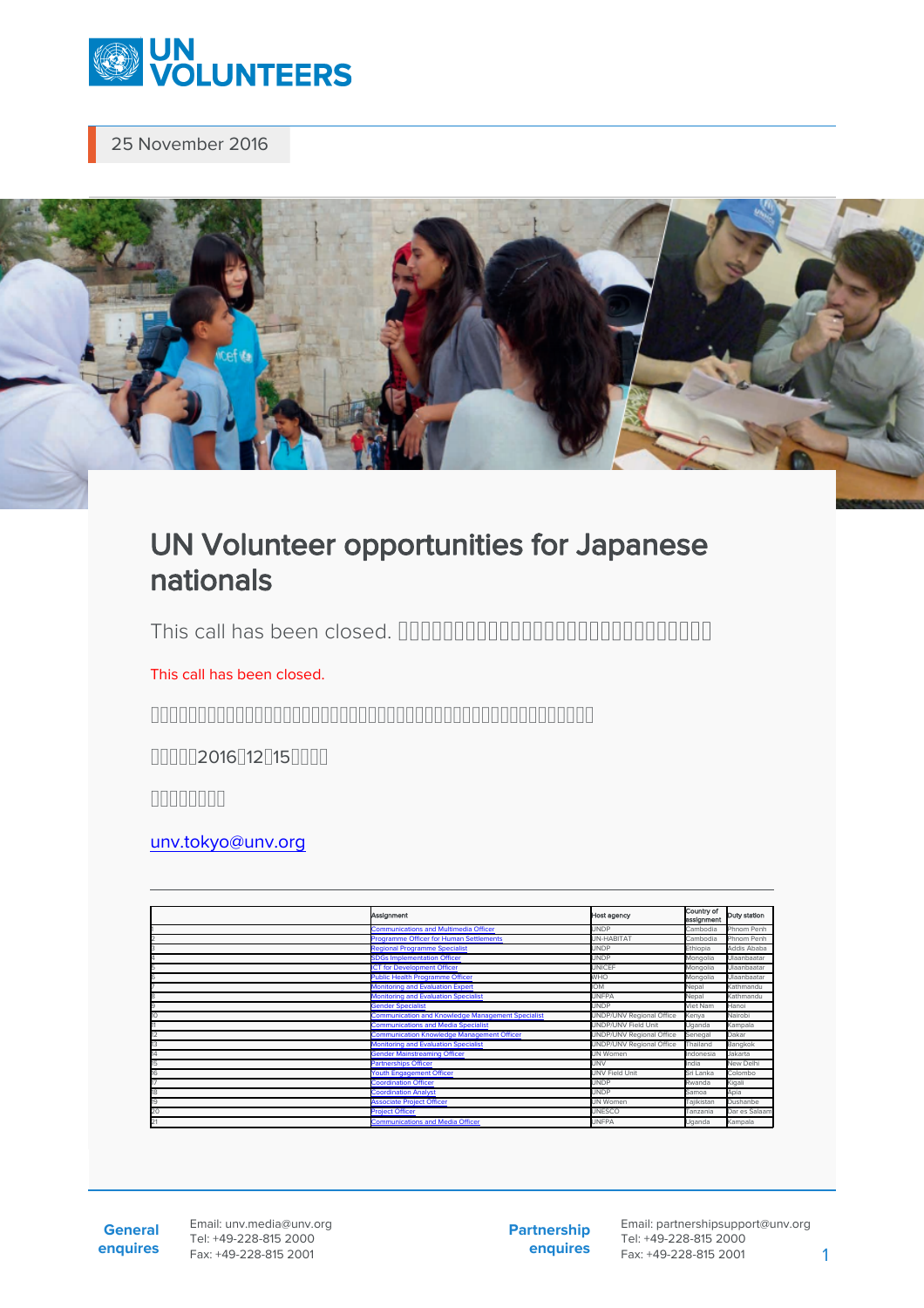25 November 2016

# UN Volunteer opportunities for Japanese nationals

This call has been closed. □□□□□□□□□□□□□□□□□□□□□□□□□□□□□□□□

This call has been closed.

□□□□□□□□□□□□□□□□□□□□□□□□□□□□□□□□□□□□□□□□□□□□□

□□□□□2016□12□15□□□□

□□□□□□□□

unv.tokyo@unv.org

| | Assignment | Host agency | Country of assignment | Duty station |
|---|---|---|---|---|
| 1 | Communications and Multimedia Officer | UNDP | Cambodia | Phnom Penh |
| 2 | Programme Officer for Human Settlements | UN-HABITAT | Cambodia | Phnom Penh |
| 3 | Regional Programme Specialist | UNDP | Ethiopia | Addis Ababa |
| 4 | SDGs Implementation Officer | UNDP | Mongolia | Ulaanbaatar |
| 5 | ICT for Development Officer | UNICEF | Mongolia | Ulaanbaatar |
| 6 | Public Health Programme Officer | WHO | Mongolia | Ulaanbaatar |
| 7 | Monitoring and Evaluation Expert | IOM | Nepal | Kathmandu |
| 8 | Monitoring and Evaluation Specialist | UNFPA | Nepal | Kathmandu |
| 9 | Gender Specialist | UNDP | Viet Nam | Hanoi |
| 10 | Communication and Knowledge Management Specialist | UNDP/UNV Regional Office | Kenya | Nairobi |
| 11 | Communications and Media Specialist | UNDP/UNV Field Unit | Uganda | Kampala |
| 12 | Communication Knowledge Management Officer | UNDP/UNV Regional Office | Senegal | Dakar |
| 13 | Monitoring and Evaluation Specialist | UNDP/UNV Regional Office | Thailand | Bangkok |
| 14 | Gender Mainstreaming Officer | UN Women | Indonesia | Jakarta |
| 15 | Partnerships Officer | UNV | India | New Delhi |
| 16 | Youth Engagement Officer | UNV Field Unit | Sri Lanka | Colombo |
| 17 | Coordination Officer | UNDP | Rwanda | Kigali |
| 18 | Coordination Analyst | UNDP | Samoa | Apia |
| 19 | Associate Project Officer | UN Women | Tajikistan | Dushanbe |
| 20 | Project Officer | UNESCO | Tanzania | Dar es Salaam |
| 21 | Communications and Media Officer | UNFPA | Uganda | Kampala |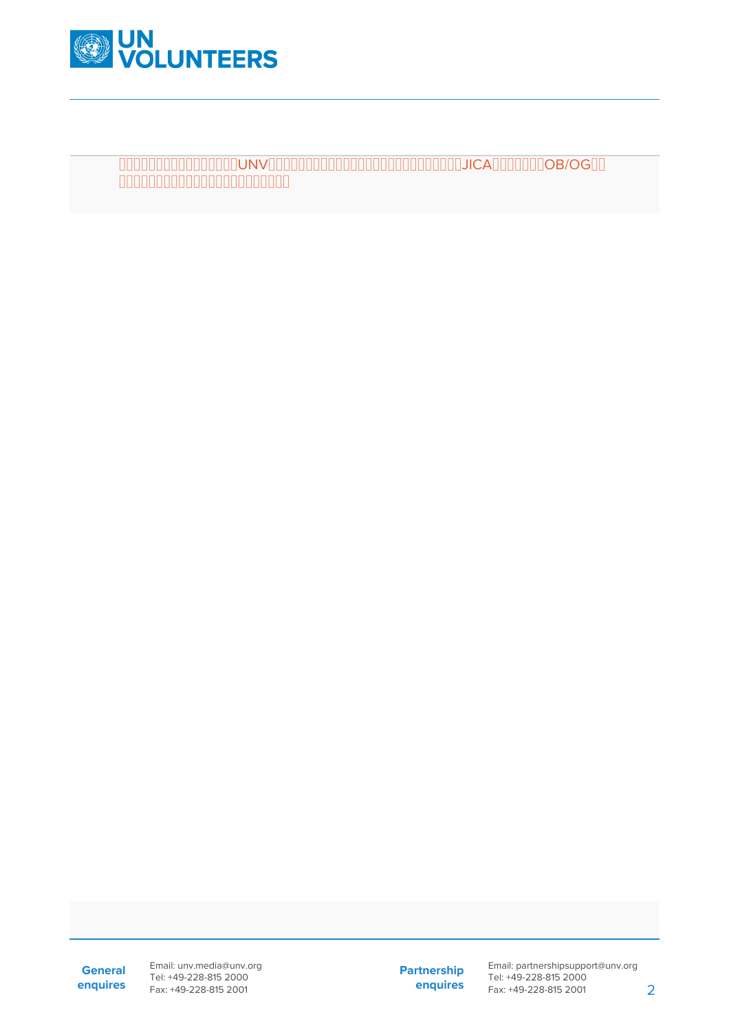□□□□□□□□□□□□□□□UNV□□□□□□□□□□□□□□□□□□□□□□□□JICA□□□□□□OB/OG□□
□□□□□□□□□□□□□□□□□□□□□□